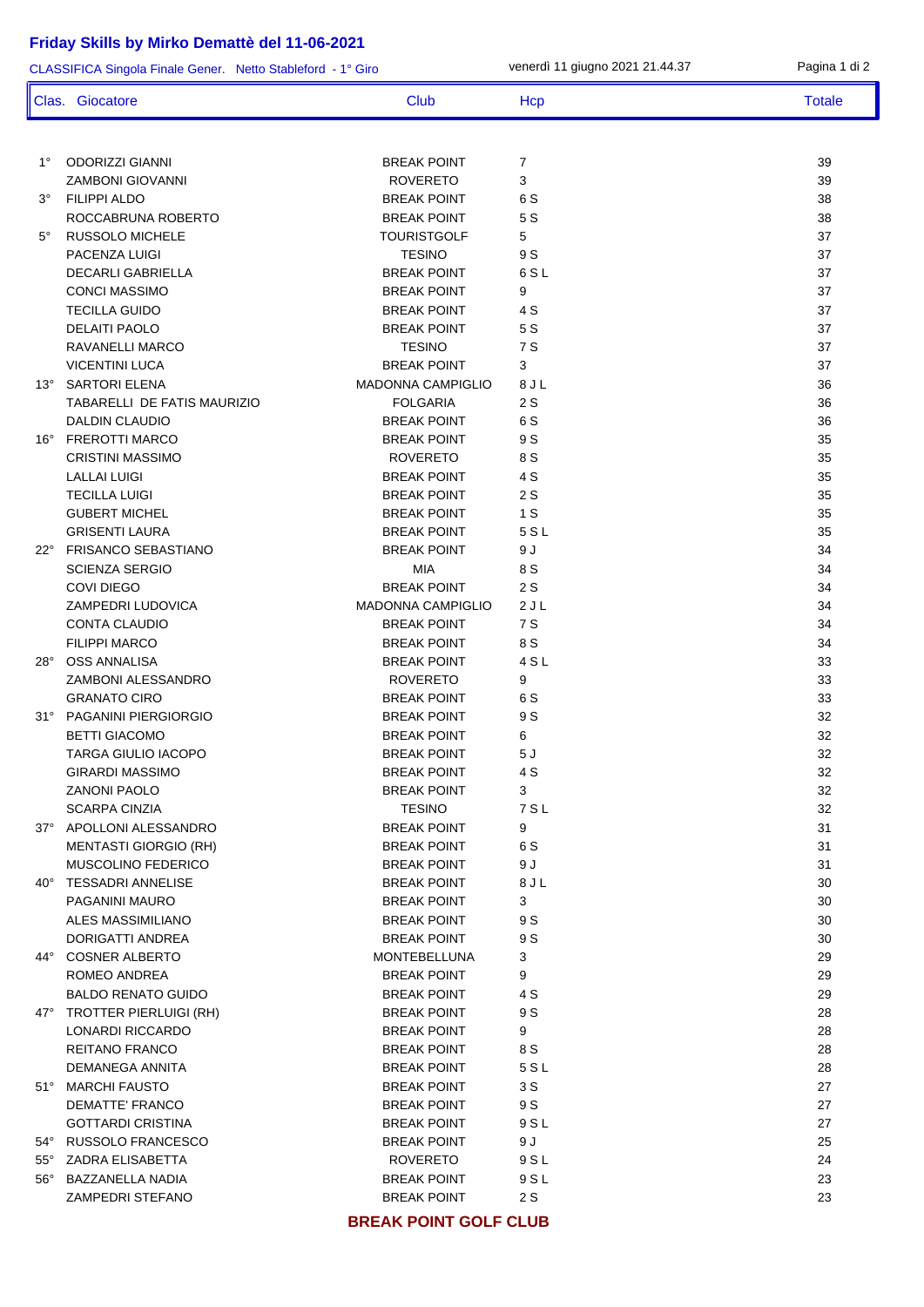# Friday Skills by Mirko Demattè del 11-06-2021

CLASSIFICA Singola Finale Gener.   Netto Stableford - 1° Giro     venerdì 11 giugno 2021 21.44.37

| Clas. | Giocatore | Club | Hcp | Totale |
|---|---|---|---|---|
| 1° | ODORIZZI GIANNI | BREAK POINT | 7 | 39 |
| | ZAMBONI GIOVANNI | ROVERETO | 3 | 39 |
| 3° | FILIPPI ALDO | BREAK POINT | 6 S | 38 |
| | ROCCABRUNA ROBERTO | BREAK POINT | 5 S | 38 |
| 5° | RUSSOLO MICHELE | TOURISTGOLF | 5 | 37 |
| | PACENZA LUIGI | TESINO | 9 S | 37 |
| | DECARLI GABRIELLA | BREAK POINT | 6 S L | 37 |
| | CONCI MASSIMO | BREAK POINT | 9 | 37 |
| | TECILLA GUIDO | BREAK POINT | 4 S | 37 |
| | DELAITI PAOLO | BREAK POINT | 5 S | 37 |
| | RAVANELLI MARCO | TESINO | 7 S | 37 |
| | VICENTINI LUCA | BREAK POINT | 3 | 37 |
| 13° | SARTORI ELENA | MADONNA CAMPIGLIO | 8 J L | 36 |
| | TABARELLI DE FATIS MAURIZIO | FOLGARIA | 2 S | 36 |
| | DALDIN CLAUDIO | BREAK POINT | 6 S | 36 |
| 16° | FREROTTI MARCO | BREAK POINT | 9 S | 35 |
| | CRISTINI MASSIMO | ROVERETO | 8 S | 35 |
| | LALLAI LUIGI | BREAK POINT | 4 S | 35 |
| | TECILLA LUIGI | BREAK POINT | 2 S | 35 |
| | GUBERT MICHEL | BREAK POINT | 1 S | 35 |
| | GRISENTI LAURA | BREAK POINT | 5 S L | 35 |
| 22° | FRISANCO SEBASTIANO | BREAK POINT | 9 J | 34 |
| | SCIENZA SERGIO | MIA | 8 S | 34 |
| | COVI DIEGO | BREAK POINT | 2 S | 34 |
| | ZAMPEDRI LUDOVICA | MADONNA CAMPIGLIO | 2 J L | 34 |
| | CONTA CLAUDIO | BREAK POINT | 7 S | 34 |
| | FILIPPI MARCO | BREAK POINT | 8 S | 34 |
| 28° | OSS ANNALISA | BREAK POINT | 4 S L | 33 |
| | ZAMBONI ALESSANDRO | ROVERETO | 9 | 33 |
| | GRANATO CIRO | BREAK POINT | 6 S | 33 |
| 31° | PAGANINI PIERGIORGIO | BREAK POINT | 9 S | 32 |
| | BETTI GIACOMO | BREAK POINT | 6 | 32 |
| | TARGA GIULIO IACOPO | BREAK POINT | 5 J | 32 |
| | GIRARDI MASSIMO | BREAK POINT | 4 S | 32 |
| | ZANONI PAOLO | BREAK POINT | 3 | 32 |
| | SCARPA CINZIA | TESINO | 7 S L | 32 |
| 37° | APOLLONI ALESSANDRO | BREAK POINT | 9 | 31 |
| | MENTASTI GIORGIO (RH) | BREAK POINT | 6 S | 31 |
| | MUSCOLINO FEDERICO | BREAK POINT | 9 J | 31 |
| 40° | TESSADRI ANNELISE | BREAK POINT | 8 J L | 30 |
| | PAGANINI MAURO | BREAK POINT | 3 | 30 |
| | ALES MASSIMILIANO | BREAK POINT | 9 S | 30 |
| | DORIGATTI ANDREA | BREAK POINT | 9 S | 30 |
| 44° | COSNER ALBERTO | MONTEBELLUNA | 3 | 29 |
| | ROMEO ANDREA | BREAK POINT | 9 | 29 |
| | BALDO RENATO GUIDO | BREAK POINT | 4 S | 29 |
| 47° | TROTTER PIERLUIGI (RH) | BREAK POINT | 9 S | 28 |
| | LONARDI RICCARDO | BREAK POINT | 9 | 28 |
| | REITANO FRANCO | BREAK POINT | 8 S | 28 |
| | DEMANEGA ANNITA | BREAK POINT | 5 S L | 28 |
| 51° | MARCHI FAUSTO | BREAK POINT | 3 S | 27 |
| | DEMATTE' FRANCO | BREAK POINT | 9 S | 27 |
| | GOTTARDI CRISTINA | BREAK POINT | 9 S L | 27 |
| 54° | RUSSOLO FRANCESCO | BREAK POINT | 9 J | 25 |
| 55° | ZADRA ELISABETTA | ROVERETO | 9 S L | 24 |
| 56° | BAZZANELLA NADIA | BREAK POINT | 9 S L | 23 |
| | ZAMPEDRI STEFANO | BREAK POINT | 2 S | 23 |

**BREAK POINT GOLF CLUB**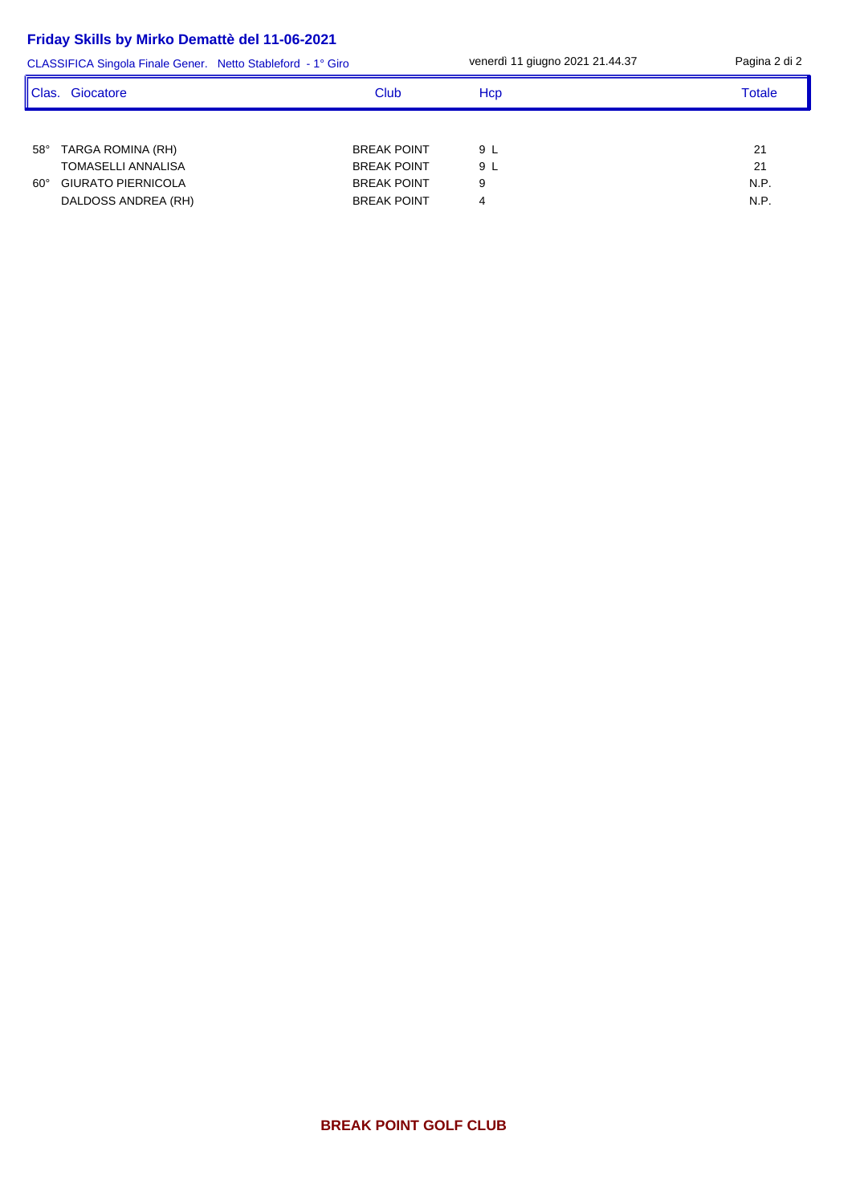## Friday Skills by Mirko Demattè del 11-06-2021

CLASSIFICA Singola Finale Gener. Netto Stableford - 1° Giro

venerdì 11 giugno 2021 21.44.37

| Clas. | Giocatore | Club | Hcp | Totale |
|---|---|---|---|---|
| 58° | TARGA ROMINA (RH) | BREAK POINT | 9 L | 21 |
| | TOMASELLI ANNALISA | BREAK POINT | 9 L | 21 |
| 60° | GIURATO PIERNICOLA | BREAK POINT | 9 | N.P. |
| | DALDOSS ANDREA (RH) | BREAK POINT | 4 | N.P. |

**BREAK POINT GOLF CLUB**